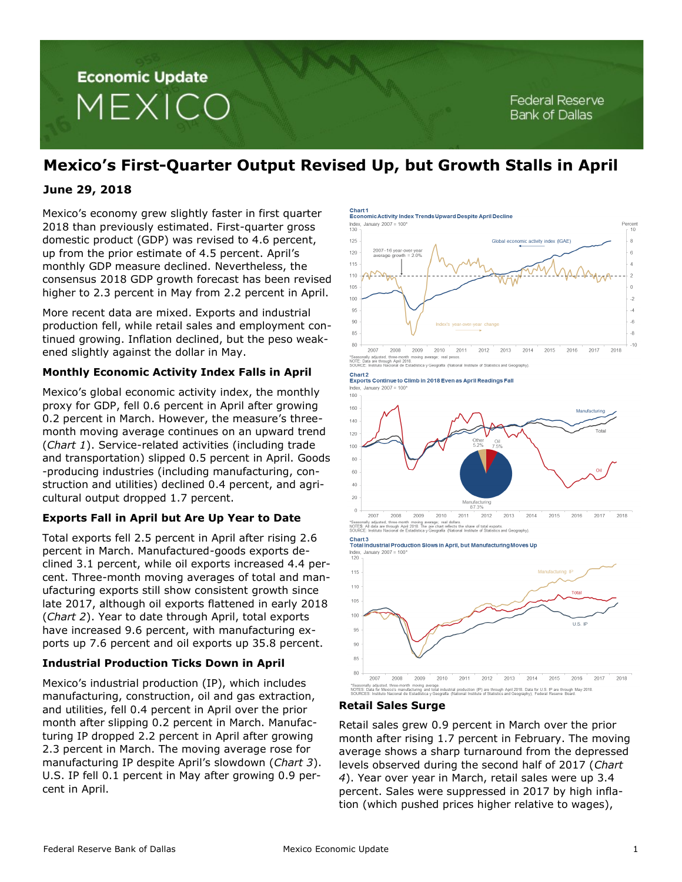# Mexico's First-Quarter Output Revised Up, but Growth Stalls in April

**June 29, 2018**

Mexico's economy grew slightly faster in first quarter 2018 than previously estimated. First-quarter gross domestic product (GDP) was revised to 4.6 percent, up from the prior estimate of 4.5 percent. April's monthly GDP measure declined. Nevertheless, the consensus 2018 GDP growth forecast has been revised higher to 2.3 percent in May from 2.2 percent in April.

More recent data are mixed. Exports and industrial production fell, while retail sales and employment continued growing. Inflation declined, but the peso weakened slightly against the dollar in May.

### Monthly Economic Activity Index Falls in April

Mexico's global economic activity index, the monthly proxy for GDP, fell 0.6 percent in April after growing 0.2 percent in March. However, the measure's three-month moving average continues on an upward trend (*Chart 1*). Service-related activities (including trade and transportation) slipped 0.5 percent in April. Goods-producing industries (including manufacturing, construction and utilities) declined 0.4 percent, and agricultural output dropped 1.7 percent.

### Exports Fall in April but Are Up Year to Date

Total exports fell 2.5 percent in April after rising 2.6 percent in March. Manufactured-goods exports declined 3.1 percent, while oil exports increased 4.4 percent. Three-month moving averages of total and manufacturing exports still show consistent growth since late 2017, although oil exports flattened in early 2018 (*Chart 2*). Year to date through April, total exports have increased 9.6 percent, with manufacturing exports up 7.6 percent and oil exports up 35.8 percent.

### Industrial Production Ticks Down in April

Mexico's industrial production (IP), which includes manufacturing, construction, oil and gas extraction, and utilities, fell 0.4 percent in April over the prior month after slipping 0.2 percent in March. Manufacturing IP dropped 2.2 percent in April after growing 2.3 percent in March. The moving average rose for manufacturing IP despite April's slowdown (*Chart 3*). U.S. IP fell 0.1 percent in May after growing 0.9 percent in April.

**Chart 1**
**Economic Activity Index Trends Upward Despite April Decline**

*Seasonally adjusted, three-month moving average; real pesos.
NOTE: Data are through April 2018.
SOURCE: Instituto Nacional de Estadística y Geografía (National Institute of Statistics and Geography).

**Chart 2**
**Exports Continue to Climb in 2018 Even as April Readings Fall**

*Seasonally adjusted, three-month moving average; real dollars.
NOTES: All data are through April 2018. The pie chart reflects the share of total exports.
SOURCE: Instituto Nacional de Estadística y Geografía (National Institute of Statistics and Geography).

**Chart 3**
**Total Industrial Production Slows in April, but Manufacturing Moves Up**

*Seasonally adjusted, three-month moving average.
NOTES: Data for Mexico's manufacturing and total industrial production (IP) are through April 2018. Data for U.S. IP are through May 2018.
SOURCES: Instituto Nacional de Estadística y Geografía (National Institute of Statistics and Geography); Federal Reserve Board.

### Retail Sales Surge

Retail sales grew 0.9 percent in March over the prior month after rising 1.7 percent in February. The moving average shows a sharp turnaround from the depressed levels observed during the second half of 2017 (*Chart 4*). Year over year in March, retail sales were up 3.4 percent. Sales were suppressed in 2017 by high inflation (which pushed prices higher relative to wages),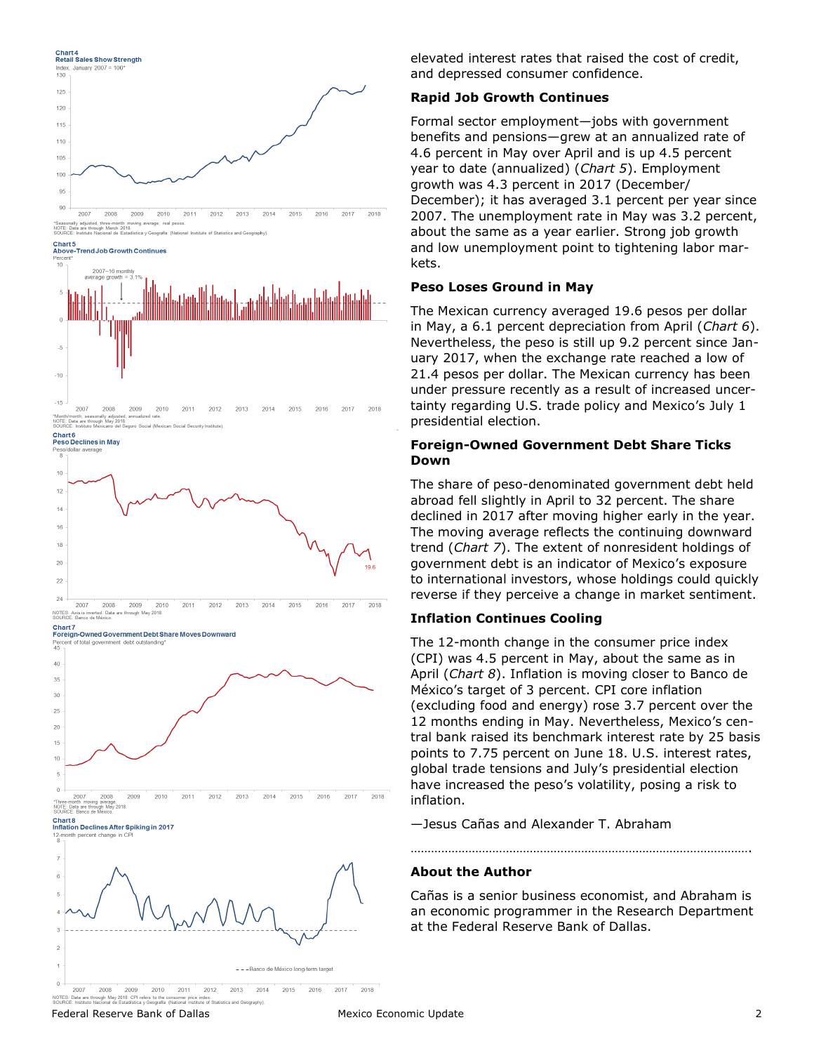Chart 4
Retail Sales Show Strength
Index, January 2007 = 100*

130
125
120
115
110
105
100
95
90

2007 2008 2009 2010 2011 2012 2013 2014 2015 2016 2017 2018

*Seasonally adjusted, three-month moving average; real pesos.
NOTE: Data are through March 2018.
SOURCE: Instituto Nacional de Estadística y Geografía (National Institute of Statistics and Geography).

Chart 5
Above-Trend Job Growth Continues
Percent*

10
5
0
-5
-10
-15

2007–16 monthly average growth = 3.1%

2007 2008 2009 2010 2011 2012 2013 2014 2015 2016 2017 2018

*Month/month, seasonally adjusted, annualized rate.
NOTE: Data are through May 2018.
SOURCE: Instituto Mexicano del Seguro Social (Mexican Social Security Institute).

Chart 6
Peso Declines in May
Peso/dollar average

8
10
12
14
16
18
20
22
24

19.6

2007 2008 2009 2010 2011 2012 2013 2014 2015 2016 2017 2018

NOTES: Axis is inverted. Data are through May 2018.
SOURCE: Banco de México.

Chart 7
Foreign-Owned Government Debt Share Moves Downward
Percent of total government debt outstanding*

45
40
35
30
25
20
15
10
5
0

2007 2008 2009 2010 2011 2012 2013 2014 2015 2016 2017 2018

*Three-month moving average.
NOTE: Data are through May 2018.
SOURCE: Banco de México.

Chart 8
Inflation Declines After Spiking in 2017
12-month percent change in CPI

8
7
6
5
4
3
2
1
0

Banco de México long-term target

2007 2008 2009 2010 2011 2012 2013 2014 2015 2016 2017 2018

NOTES: Data are through May 2018. CPI refers to the consumer price index.
SOURCE: Instituto Nacional de Estadística y Geografía (National Institute of Statistics and Geography).

elevated interest rates that raised the cost of credit, and depressed consumer confidence.

## Rapid Job Growth Continues

Formal sector employment—jobs with government benefits and pensions—grew at an annualized rate of 4.6 percent in May over April and is up 4.5 percent year to date (annualized) (*Chart 5*). Employment growth was 4.3 percent in 2017 (December/December); it has averaged 3.1 percent per year since 2007. The unemployment rate in May was 3.2 percent, about the same as a year earlier. Strong job growth and low unemployment point to tightening labor markets.

## Peso Loses Ground in May

The Mexican currency averaged 19.6 pesos per dollar in May, a 6.1 percent depreciation from April (*Chart 6*). Nevertheless, the peso is still up 9.2 percent since January 2017, when the exchange rate reached a low of 21.4 pesos per dollar. The Mexican currency has been under pressure recently as a result of increased uncertainty regarding U.S. trade policy and Mexico's July 1 presidential election.

## Foreign-Owned Government Debt Share Ticks Down

The share of peso-denominated government debt held abroad fell slightly in April to 32 percent. The share declined in 2017 after moving higher early in the year. The moving average reflects the continuing downward trend (*Chart 7*). The extent of nonresident holdings of government debt is an indicator of Mexico's exposure to international investors, whose holdings could quickly reverse if they perceive a change in market sentiment.

## Inflation Continues Cooling

The 12-month change in the consumer price index (CPI) was 4.5 percent in May, about the same as in April (*Chart 8*). Inflation is moving closer to Banco de México's target of 3 percent. CPI core inflation (excluding food and energy) rose 3.7 percent over the 12 months ending in May. Nevertheless, Mexico's central bank raised its benchmark interest rate by 25 basis points to 7.75 percent on June 18. U.S. interest rates, global trade tensions and July's presidential election have increased the peso's volatility, posing a risk to inflation.

—Jesus Cañas and Alexander T. Abraham

## About the Author

Cañas is a senior business economist, and Abraham is an economic programmer in the Research Department at the Federal Reserve Bank of Dallas.